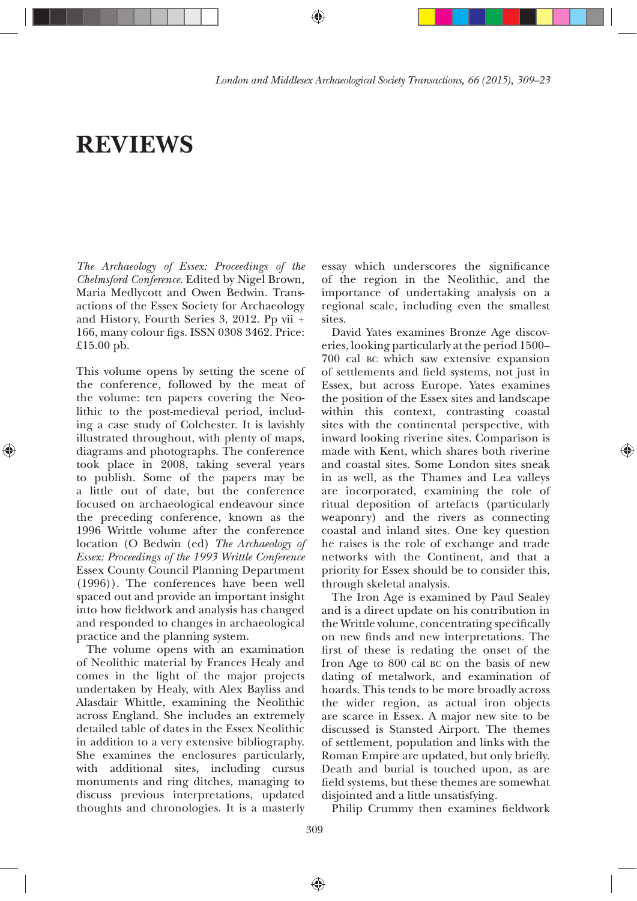# REVIEWS

*The Archaeology of Essex: Proceedings of the Chelmsford Conference.* Edited by Nigel Brown, Maria Medlycott and Owen Bedwin. Transactions of the Essex Society for Archaeology and History, Fourth Series 3, 2012. Pp vii + 166, many colour figs. ISSN 0308 3462. Price: £15.00 pb.

This volume opens by setting the scene of the conference, followed by the meat of the volume: ten papers covering the Neolithic to the post-medieval period, including a case study of Colchester. It is lavishly illustrated throughout, with plenty of maps, diagrams and photographs. The conference took place in 2008, taking several years to publish. Some of the papers may be a little out of date, but the conference focused on archaeological endeavour since the preceding conference, known as the 1996 Writtle volume after the conference location (O Bedwin (ed) *The Archaeology of Essex: Proceedings of the 1993 Writtle Conference* Essex County Council Planning Department (1996)). The conferences have been well spaced out and provide an important insight into how fieldwork and analysis has changed and responded to changes in archaeological practice and the planning system.

The volume opens with an examination of Neolithic material by Frances Healy and comes in the light of the major projects undertaken by Healy, with Alex Bayliss and Alasdair Whittle, examining the Neolithic across England. She includes an extremely detailed table of dates in the Essex Neolithic in addition to a very extensive bibliography. She examines the enclosures particularly, with additional sites, including cursus monuments and ring ditches, managing to discuss previous interpretations, updated thoughts and chronologies. It is a masterly essay which underscores the significance of the region in the Neolithic, and the importance of undertaking analysis on a regional scale, including even the smallest sites.

David Yates examines Bronze Age discoveries, looking particularly at the period 1500–700 cal BC which saw extensive expansion of settlements and field systems, not just in Essex, but across Europe. Yates examines the position of the Essex sites and landscape within this context, contrasting coastal sites with the continental perspective, with inward looking riverine sites. Comparison is made with Kent, which shares both riverine and coastal sites. Some London sites sneak in as well, as the Thames and Lea valleys are incorporated, examining the role of ritual deposition of artefacts (particularly weaponry) and the rivers as connecting coastal and inland sites. One key question he raises is the role of exchange and trade networks with the Continent, and that a priority for Essex should be to consider this, through skeletal analysis.

The Iron Age is examined by Paul Sealey and is a direct update on his contribution in the Writtle volume, concentrating specifically on new finds and new interpretations. The first of these is redating the onset of the Iron Age to 800 cal BC on the basis of new dating of metalwork, and examination of hoards. This tends to be more broadly across the wider region, as actual iron objects are scarce in Essex. A major new site to be discussed is Stansted Airport. The themes of settlement, population and links with the Roman Empire are updated, but only briefly. Death and burial is touched upon, as are field systems, but these themes are somewhat disjointed and a little unsatisfying.

Philip Crummy then examines fieldwork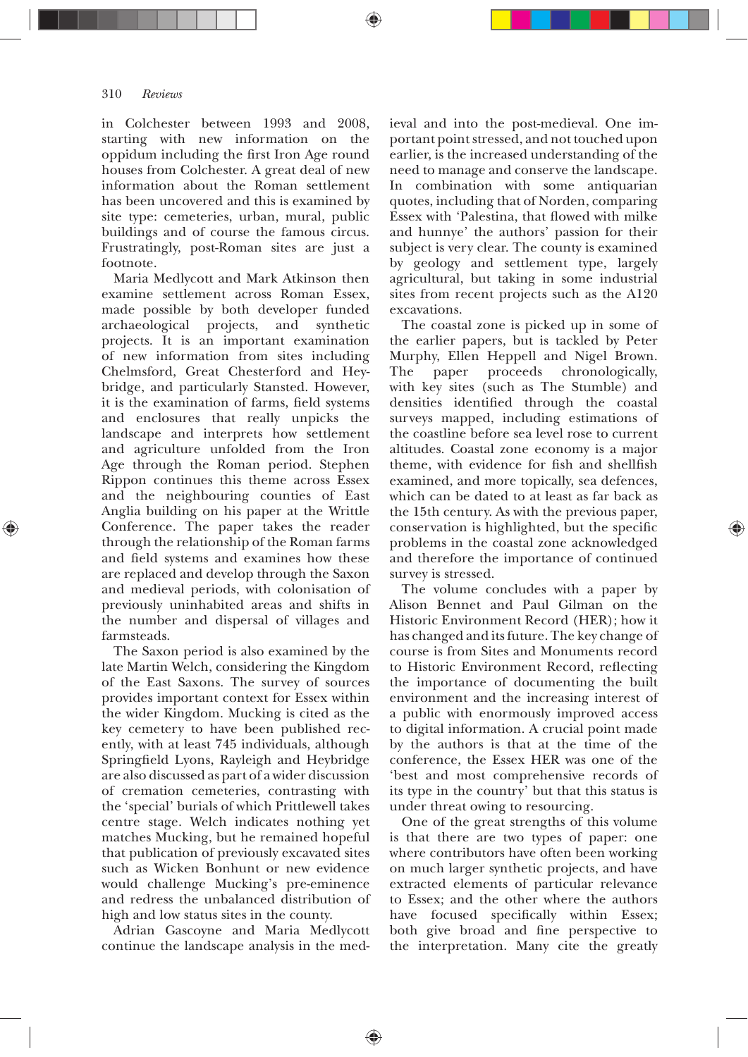in Colchester between 1993 and 2008, starting with new information on the oppidum including the first Iron Age round houses from Colchester. A great deal of new information about the Roman settlement has been uncovered and this is examined by site type: cemeteries, urban, mural, public buildings and of course the famous circus. Frustratingly, post-Roman sites are just a footnote.

Maria Medlycott and Mark Atkinson then examine settlement across Roman Essex, made possible by both developer funded archaeological projects, and synthetic projects. It is an important examination of new information from sites including Chelmsford, Great Chesterford and Heybridge, and particularly Stansted. However, it is the examination of farms, field systems and enclosures that really unpicks the landscape and interprets how settlement and agriculture unfolded from the Iron Age through the Roman period. Stephen Rippon continues this theme across Essex and the neighbouring counties of East Anglia building on his paper at the Writtle Conference. The paper takes the reader through the relationship of the Roman farms and field systems and examines how these are replaced and develop through the Saxon and medieval periods, with colonisation of previously uninhabited areas and shifts in the number and dispersal of villages and farmsteads.

The Saxon period is also examined by the late Martin Welch, considering the Kingdom of the East Saxons. The survey of sources provides important context for Essex within the wider Kingdom. Mucking is cited as the key cemetery to have been published recently, with at least 745 individuals, although Springfield Lyons, Rayleigh and Heybridge are also discussed as part of a wider discussion of cremation cemeteries, contrasting with the 'special' burials of which Prittlewell takes centre stage. Welch indicates nothing yet matches Mucking, but he remained hopeful that publication of previously excavated sites such as Wicken Bonhunt or new evidence would challenge Mucking's pre-eminence and redress the unbalanced distribution of high and low status sites in the county.

Adrian Gascoyne and Maria Medlycott continue the landscape analysis in the medieval and into the post-medieval. One important point stressed, and not touched upon earlier, is the increased understanding of the need to manage and conserve the landscape. In combination with some antiquarian quotes, including that of Norden, comparing Essex with 'Palestina, that flowed with milke and hunnye' the authors' passion for their subject is very clear. The county is examined by geology and settlement type, largely agricultural, but taking in some industrial sites from recent projects such as the A120 excavations.

The coastal zone is picked up in some of the earlier papers, but is tackled by Peter Murphy, Ellen Heppell and Nigel Brown. The paper proceeds chronologically, with key sites (such as The Stumble) and densities identified through the coastal surveys mapped, including estimations of the coastline before sea level rose to current altitudes. Coastal zone economy is a major theme, with evidence for fish and shellfish examined, and more topically, sea defences, which can be dated to at least as far back as the 15th century. As with the previous paper, conservation is highlighted, but the specific problems in the coastal zone acknowledged and therefore the importance of continued survey is stressed.

The volume concludes with a paper by Alison Bennet and Paul Gilman on the Historic Environment Record (HER); how it has changed and its future. The key change of course is from Sites and Monuments record to Historic Environment Record, reflecting the importance of documenting the built environment and the increasing interest of a public with enormously improved access to digital information. A crucial point made by the authors is that at the time of the conference, the Essex HER was one of the 'best and most comprehensive records of its type in the country' but that this status is under threat owing to resourcing.

One of the great strengths of this volume is that there are two types of paper: one where contributors have often been working on much larger synthetic projects, and have extracted elements of particular relevance to Essex; and the other where the authors have focused specifically within Essex; both give broad and fine perspective to the interpretation. Many cite the greatly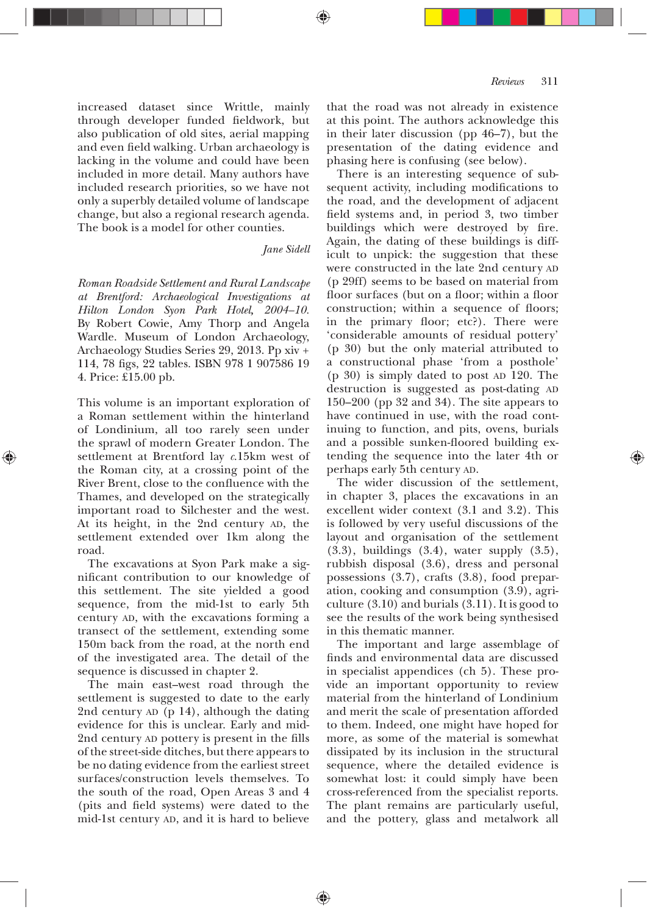increased dataset since Writtle, mainly through developer funded fieldwork, but also publication of old sites, aerial mapping and even field walking. Urban archaeology is lacking in the volume and could have been included in more detail. Many authors have included research priorities, so we have not only a superbly detailed volume of landscape change, but also a regional research agenda. The book is a model for other counties.

*Jane Sidell*

*Roman Roadside Settlement and Rural Landscape at Brentford: Archaeological Investigations at Hilton London Syon Park Hotel, 2004–10*. By Robert Cowie, Amy Thorp and Angela Wardle. Museum of London Archaeology, Archaeology Studies Series 29, 2013. Pp xiv + 114, 78 figs, 22 tables. ISBN 978 1 907586 19 4. Price: £15.00 pb.

This volume is an important exploration of a Roman settlement within the hinterland of Londinium, all too rarely seen under the sprawl of modern Greater London. The settlement at Brentford lay *c*.15km west of the Roman city, at a crossing point of the River Brent, close to the confluence with the Thames, and developed on the strategically important road to Silchester and the west. At its height, in the 2nd century AD, the settlement extended over 1km along the road.

The excavations at Syon Park make a significant contribution to our knowledge of this settlement. The site yielded a good sequence, from the mid-1st to early 5th century AD, with the excavations forming a transect of the settlement, extending some 150m back from the road, at the north end of the investigated area. The detail of the sequence is discussed in chapter 2.

The main east–west road through the settlement is suggested to date to the early 2nd century AD (p 14), although the dating evidence for this is unclear. Early and mid-2nd century AD pottery is present in the fills of the street-side ditches, but there appears to be no dating evidence from the earliest street surfaces/construction levels themselves. To the south of the road, Open Areas 3 and 4 (pits and field systems) were dated to the mid-1st century AD, and it is hard to believe that the road was not already in existence at this point. The authors acknowledge this in their later discussion (pp 46–7), but the presentation of the dating evidence and phasing here is confusing (see below).

There is an interesting sequence of subsequent activity, including modifications to the road, and the development of adjacent field systems and, in period 3, two timber buildings which were destroyed by fire. Again, the dating of these buildings is difficult to unpick: the suggestion that these were constructed in the late 2nd century AD (p 29ff) seems to be based on material from floor surfaces (but on a floor; within a floor construction; within a sequence of floors; in the primary floor; etc?). There were 'considerable amounts of residual pottery' (p 30) but the only material attributed to a constructional phase 'from a posthole' (p 30) is simply dated to post AD 120. The destruction is suggested as post-dating AD 150–200 (pp 32 and 34). The site appears to have continued in use, with the road continuing to function, and pits, ovens, burials and a possible sunken-floored building extending the sequence into the later 4th or perhaps early 5th century AD.

The wider discussion of the settlement, in chapter 3, places the excavations in an excellent wider context (3.1 and 3.2). This is followed by very useful discussions of the layout and organisation of the settlement (3.3), buildings (3.4), water supply (3.5), rubbish disposal (3.6), dress and personal possessions (3.7), crafts (3.8), food preparation, cooking and consumption (3.9), agriculture (3.10) and burials (3.11). It is good to see the results of the work being synthesised in this thematic manner.

The important and large assemblage of finds and environmental data are discussed in specialist appendices (ch 5). These provide an important opportunity to review material from the hinterland of Londinium and merit the scale of presentation afforded to them. Indeed, one might have hoped for more, as some of the material is somewhat dissipated by its inclusion in the structural sequence, where the detailed evidence is somewhat lost: it could simply have been cross-referenced from the specialist reports. The plant remains are particularly useful, and the pottery, glass and metalwork all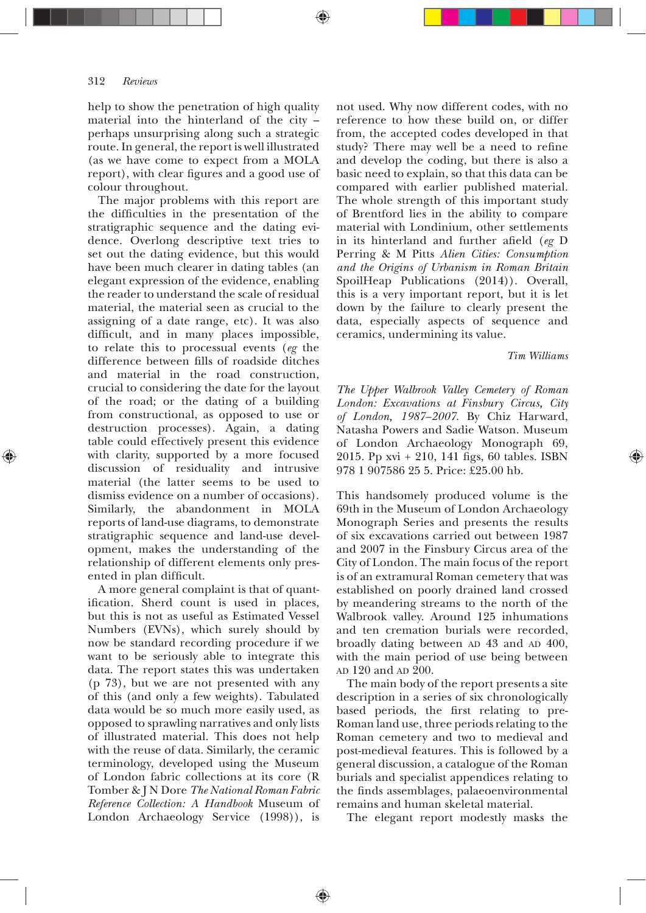help to show the penetration of high quality material into the hinterland of the city – perhaps unsurprising along such a strategic route. In general, the report is well illustrated (as we have come to expect from a MOLA report), with clear figures and a good use of colour throughout.

The major problems with this report are the difficulties in the presentation of the stratigraphic sequence and the dating evidence. Overlong descriptive text tries to set out the dating evidence, but this would have been much clearer in dating tables (an elegant expression of the evidence, enabling the reader to understand the scale of residual material, the material seen as crucial to the assigning of a date range, etc). It was also difficult, and in many places impossible, to relate this to processual events (*eg* the difference between fills of roadside ditches and material in the road construction, crucial to considering the date for the layout of the road; or the dating of a building from constructional, as opposed to use or destruction processes). Again, a dating table could effectively present this evidence with clarity, supported by a more focused discussion of residuality and intrusive material (the latter seems to be used to dismiss evidence on a number of occasions). Similarly, the abandonment in MOLA reports of land-use diagrams, to demonstrate stratigraphic sequence and land-use development, makes the understanding of the relationship of different elements only presented in plan difficult.

A more general complaint is that of quantification. Sherd count is used in places, but this is not as useful as Estimated Vessel Numbers (EVNs), which surely should by now be standard recording procedure if we want to be seriously able to integrate this data. The report states this was undertaken (p 73), but we are not presented with any of this (and only a few weights). Tabulated data would be so much more easily used, as opposed to sprawling narratives and only lists of illustrated material. This does not help with the reuse of data. Similarly, the ceramic terminology, developed using the Museum of London fabric collections at its core (R Tomber & J N Dore *The National Roman Fabric Reference Collection: A Handbook* Museum of London Archaeology Service (1998)), is not used. Why now different codes, with no reference to how these build on, or differ from, the accepted codes developed in that study? There may well be a need to refine and develop the coding, but there is also a basic need to explain, so that this data can be compared with earlier published material. The whole strength of this important study of Brentford lies in the ability to compare material with Londinium, other settlements in its hinterland and further afield (*eg* D Perring & M Pitts *Alien Cities: Consumption and the Origins of Urbanism in Roman Britain* SpoilHeap Publications (2014)). Overall, this is a very important report, but it is let down by the failure to clearly present the data, especially aspects of sequence and ceramics, undermining its value.

*Tim Williams*

*The Upper Walbrook Valley Cemetery of Roman London: Excavations at Finsbury Circus, City of London, 1987–2007*. By Chiz Harward, Natasha Powers and Sadie Watson. Museum of London Archaeology Monograph 69, 2015. Pp xvi + 210, 141 figs, 60 tables. ISBN 978 1 907586 25 5. Price: £25.00 hb.

This handsomely produced volume is the 69th in the Museum of London Archaeology Monograph Series and presents the results of six excavations carried out between 1987 and 2007 in the Finsbury Circus area of the City of London. The main focus of the report is of an extramural Roman cemetery that was established on poorly drained land crossed by meandering streams to the north of the Walbrook valley. Around 125 inhumations and ten cremation burials were recorded, broadly dating between AD 43 and AD 400, with the main period of use being between AD 120 and AD 200.

The main body of the report presents a site description in a series of six chronologically based periods, the first relating to pre-Roman land use, three periods relating to the Roman cemetery and two to medieval and post-medieval features. This is followed by a general discussion, a catalogue of the Roman burials and specialist appendices relating to the finds assemblages, palaeoenvironmental remains and human skeletal material.

The elegant report modestly masks the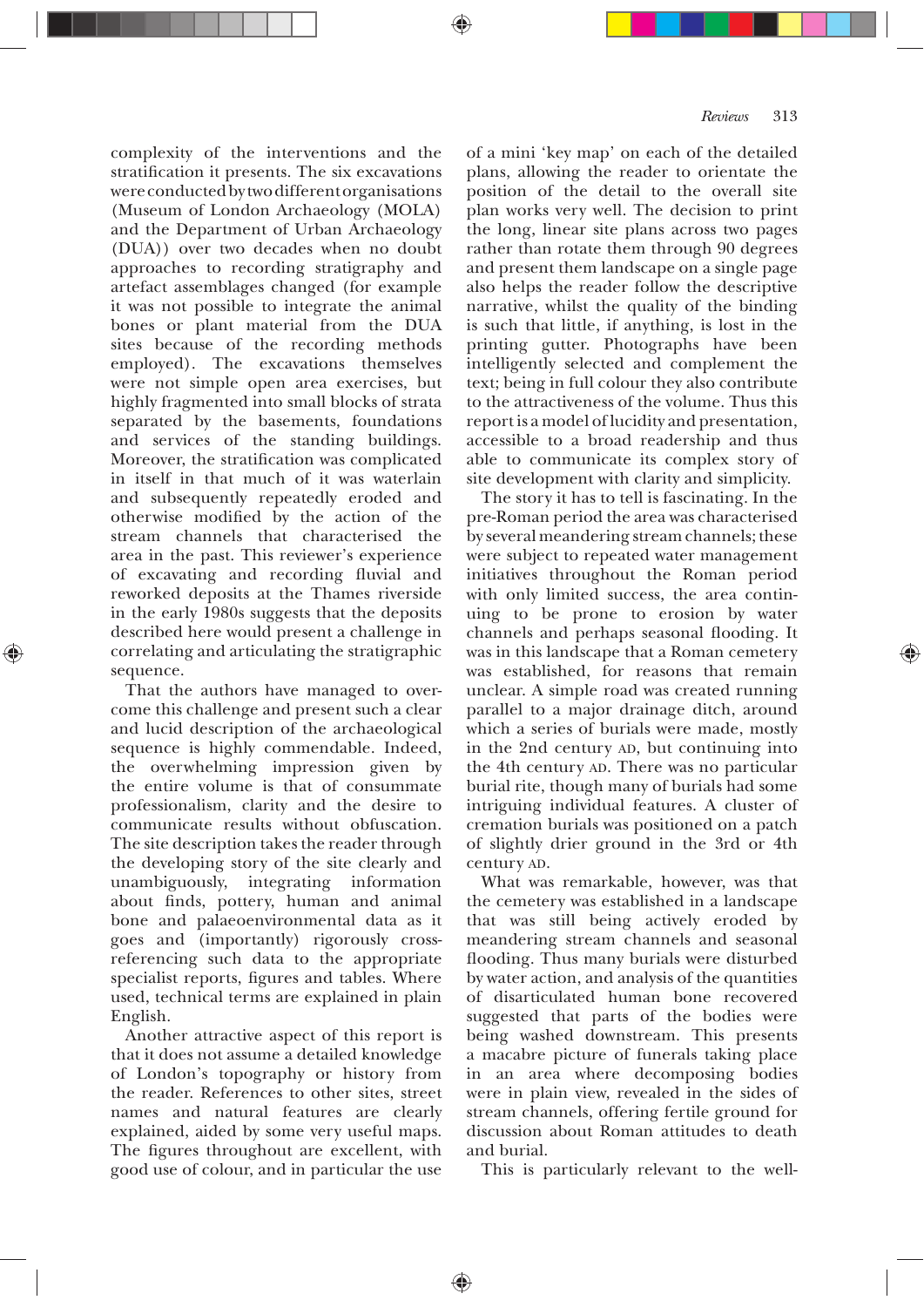complexity of the interventions and the stratification it presents. The six excavations were conducted by two different organisations (Museum of London Archaeology (MOLA) and the Department of Urban Archaeology (DUA)) over two decades when no doubt approaches to recording stratigraphy and artefact assemblages changed (for example it was not possible to integrate the animal bones or plant material from the DUA sites because of the recording methods employed). The excavations themselves were not simple open area exercises, but highly fragmented into small blocks of strata separated by the basements, foundations and services of the standing buildings. Moreover, the stratification was complicated in itself in that much of it was waterlain and subsequently repeatedly eroded and otherwise modified by the action of the stream channels that characterised the area in the past. This reviewer's experience of excavating and recording fluvial and reworked deposits at the Thames riverside in the early 1980s suggests that the deposits described here would present a challenge in correlating and articulating the stratigraphic sequence.

That the authors have managed to overcome this challenge and present such a clear and lucid description of the archaeological sequence is highly commendable. Indeed, the overwhelming impression given by the entire volume is that of consummate professionalism, clarity and the desire to communicate results without obfuscation. The site description takes the reader through the developing story of the site clearly and unambiguously, integrating information about finds, pottery, human and animal bone and palaeoenvironmental data as it goes and (importantly) rigorously cross-referencing such data to the appropriate specialist reports, figures and tables. Where used, technical terms are explained in plain English.

Another attractive aspect of this report is that it does not assume a detailed knowledge of London's topography or history from the reader. References to other sites, street names and natural features are clearly explained, aided by some very useful maps. The figures throughout are excellent, with good use of colour, and in particular the use of a mini 'key map' on each of the detailed plans, allowing the reader to orientate the position of the detail to the overall site plan works very well. The decision to print the long, linear site plans across two pages rather than rotate them through 90 degrees and present them landscape on a single page also helps the reader follow the descriptive narrative, whilst the quality of the binding is such that little, if anything, is lost in the printing gutter. Photographs have been intelligently selected and complement the text; being in full colour they also contribute to the attractiveness of the volume. Thus this report is a model of lucidity and presentation, accessible to a broad readership and thus able to communicate its complex story of site development with clarity and simplicity.

The story it has to tell is fascinating. In the pre-Roman period the area was characterised by several meandering stream channels; these were subject to repeated water management initiatives throughout the Roman period with only limited success, the area continuing to be prone to erosion by water channels and perhaps seasonal flooding. It was in this landscape that a Roman cemetery was established, for reasons that remain unclear. A simple road was created running parallel to a major drainage ditch, around which a series of burials were made, mostly in the 2nd century AD, but continuing into the 4th century AD. There was no particular burial rite, though many of burials had some intriguing individual features. A cluster of cremation burials was positioned on a patch of slightly drier ground in the 3rd or 4th century AD.

What was remarkable, however, was that the cemetery was established in a landscape that was still being actively eroded by meandering stream channels and seasonal flooding. Thus many burials were disturbed by water action, and analysis of the quantities of disarticulated human bone recovered suggested that parts of the bodies were being washed downstream. This presents a macabre picture of funerals taking place in an area where decomposing bodies were in plain view, revealed in the sides of stream channels, offering fertile ground for discussion about Roman attitudes to death and burial.

This is particularly relevant to the well-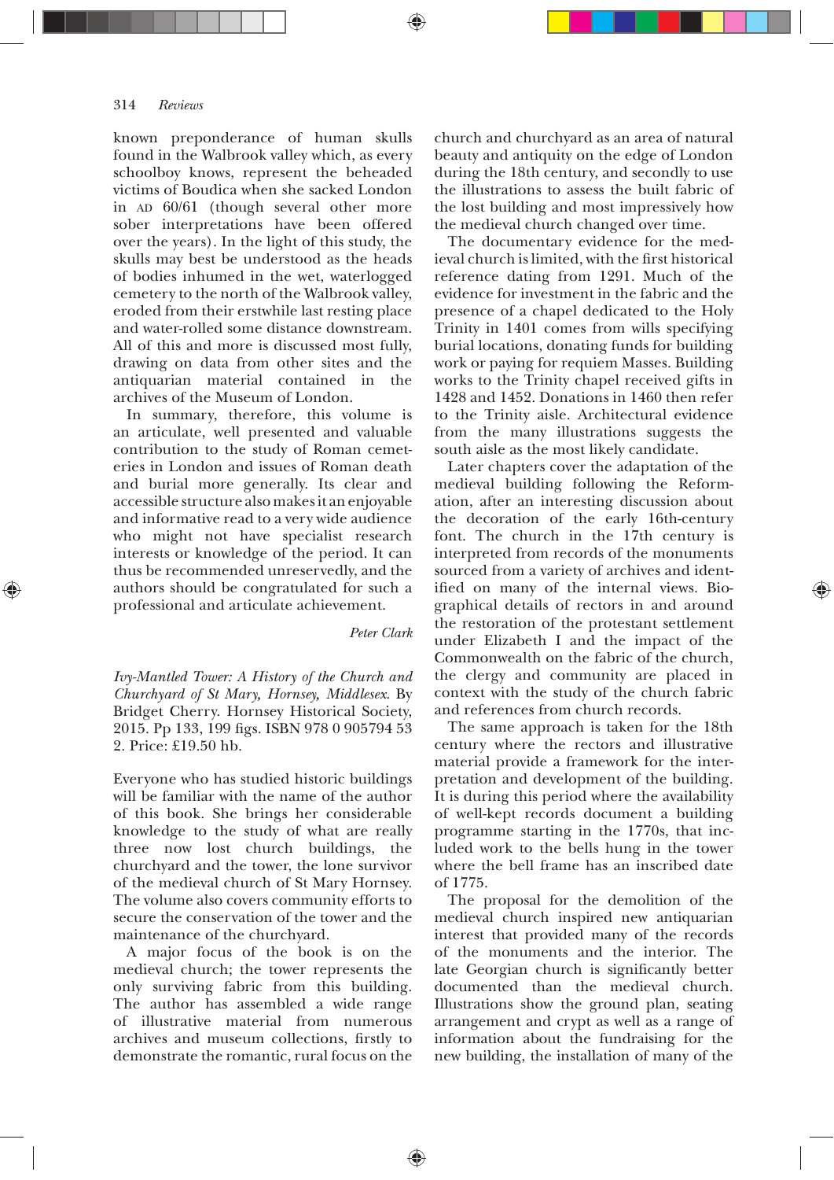known preponderance of human skulls found in the Walbrook valley which, as every schoolboy knows, represent the beheaded victims of Boudica when she sacked London in AD 60/61 (though several other more sober interpretations have been offered over the years). In the light of this study, the skulls may best be understood as the heads of bodies inhumed in the wet, waterlogged cemetery to the north of the Walbrook valley, eroded from their erstwhile last resting place and water-rolled some distance downstream. All of this and more is discussed most fully, drawing on data from other sites and the antiquarian material contained in the archives of the Museum of London.

In summary, therefore, this volume is an articulate, well presented and valuable contribution to the study of Roman cemeteries in London and issues of Roman death and burial more generally. Its clear and accessible structure also makes it an enjoyable and informative read to a very wide audience who might not have specialist research interests or knowledge of the period. It can thus be recommended unreservedly, and the authors should be congratulated for such a professional and articulate achievement.

*Peter Clark*

*Ivy-Mantled Tower: A History of the Church and Churchyard of St Mary, Hornsey, Middlesex*. By Bridget Cherry. Hornsey Historical Society, 2015. Pp 133, 199 figs. ISBN 978 0 905794 53 2. Price: £19.50 hb.

Everyone who has studied historic buildings will be familiar with the name of the author of this book. She brings her considerable knowledge to the study of what are really three now lost church buildings, the churchyard and the tower, the lone survivor of the medieval church of St Mary Hornsey. The volume also covers community efforts to secure the conservation of the tower and the maintenance of the churchyard.

A major focus of the book is on the medieval church; the tower represents the only surviving fabric from this building. The author has assembled a wide range of illustrative material from numerous archives and museum collections, firstly to demonstrate the romantic, rural focus on the church and churchyard as an area of natural beauty and antiquity on the edge of London during the 18th century, and secondly to use the illustrations to assess the built fabric of the lost building and most impressively how the medieval church changed over time.

The documentary evidence for the medieval church is limited, with the first historical reference dating from 1291. Much of the evidence for investment in the fabric and the presence of a chapel dedicated to the Holy Trinity in 1401 comes from wills specifying burial locations, donating funds for building work or paying for requiem Masses. Building works to the Trinity chapel received gifts in 1428 and 1452. Donations in 1460 then refer to the Trinity aisle. Architectural evidence from the many illustrations suggests the south aisle as the most likely candidate.

Later chapters cover the adaptation of the medieval building following the Reformation, after an interesting discussion about the decoration of the early 16th-century font. The church in the 17th century is interpreted from records of the monuments sourced from a variety of archives and identified on many of the internal views. Biographical details of rectors in and around the restoration of the protestant settlement under Elizabeth I and the impact of the Commonwealth on the fabric of the church, the clergy and community are placed in context with the study of the church fabric and references from church records.

The same approach is taken for the 18th century where the rectors and illustrative material provide a framework for the interpretation and development of the building. It is during this period where the availability of well-kept records document a building programme starting in the 1770s, that included work to the bells hung in the tower where the bell frame has an inscribed date of 1775.

The proposal for the demolition of the medieval church inspired new antiquarian interest that provided many of the records of the monuments and the interior. The late Georgian church is significantly better documented than the medieval church. Illustrations show the ground plan, seating arrangement and crypt as well as a range of information about the fundraising for the new building, the installation of many of the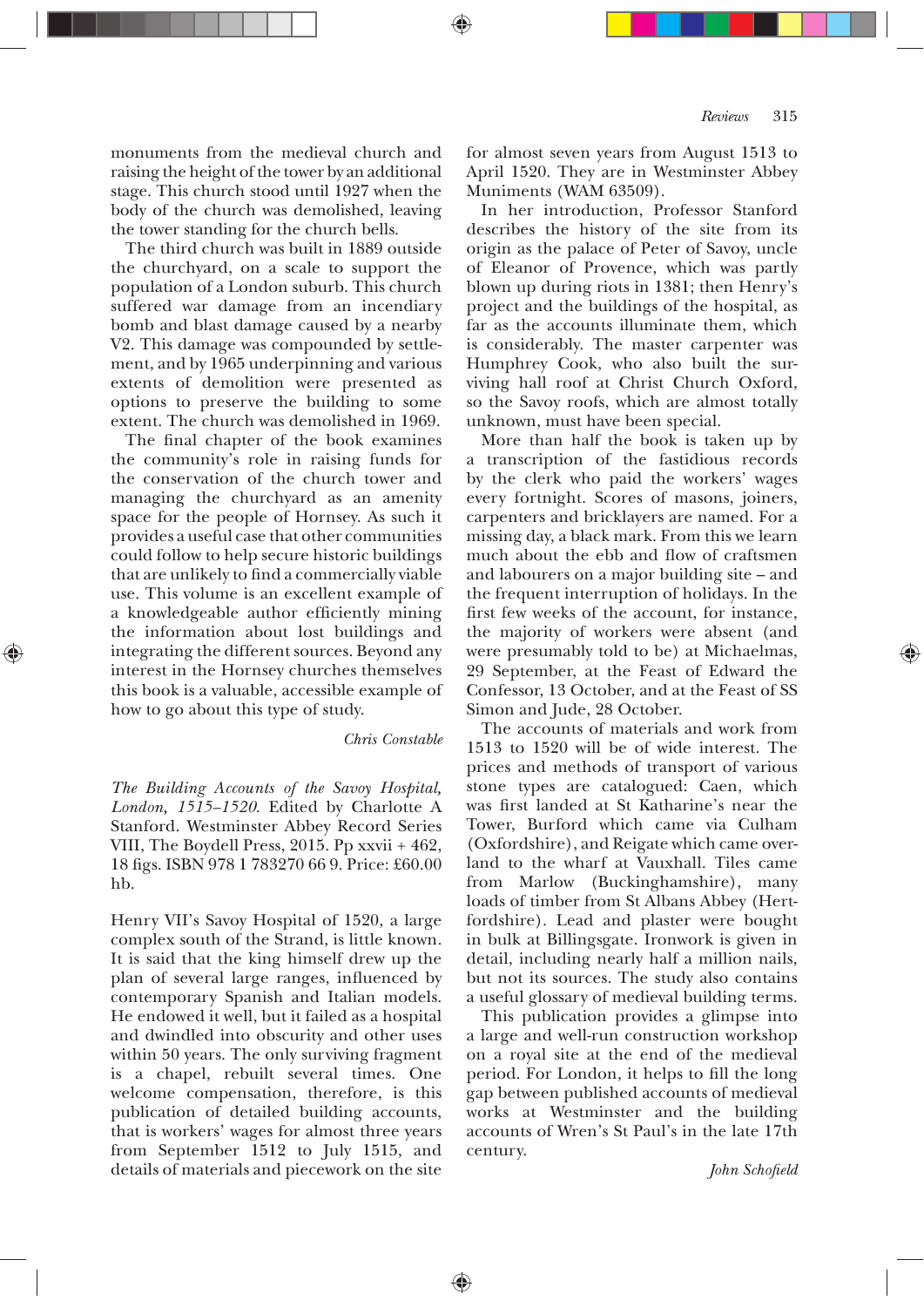monuments from the medieval church and raising the height of the tower by an additional stage. This church stood until 1927 when the body of the church was demolished, leaving the tower standing for the church bells.

The third church was built in 1889 outside the churchyard, on a scale to support the population of a London suburb. This church suffered war damage from an incendiary bomb and blast damage caused by a nearby V2. This damage was compounded by settlement, and by 1965 underpinning and various extents of demolition were presented as options to preserve the building to some extent. The church was demolished in 1969.

The final chapter of the book examines the community's role in raising funds for the conservation of the church tower and managing the churchyard as an amenity space for the people of Hornsey. As such it provides a useful case that other communities could follow to help secure historic buildings that are unlikely to find a commercially viable use. This volume is an excellent example of a knowledgeable author efficiently mining the information about lost buildings and integrating the different sources. Beyond any interest in the Hornsey churches themselves this book is a valuable, accessible example of how to go about this type of study.

*Chris Constable*

*The Building Accounts of the Savoy Hospital, London, 1515–1520.* Edited by Charlotte A Stanford. Westminster Abbey Record Series VIII, The Boydell Press, 2015. Pp xxvii + 462, 18 figs. ISBN 978 1 783270 66 9. Price: £60.00 hb.

Henry VII's Savoy Hospital of 1520, a large complex south of the Strand, is little known. It is said that the king himself drew up the plan of several large ranges, influenced by contemporary Spanish and Italian models. He endowed it well, but it failed as a hospital and dwindled into obscurity and other uses within 50 years. The only surviving fragment is a chapel, rebuilt several times. One welcome compensation, therefore, is this publication of detailed building accounts, that is workers' wages for almost three years from September 1512 to July 1515, and details of materials and piecework on the site for almost seven years from August 1513 to April 1520. They are in Westminster Abbey Muniments (WAM 63509).

In her introduction, Professor Stanford describes the history of the site from its origin as the palace of Peter of Savoy, uncle of Eleanor of Provence, which was partly blown up during riots in 1381; then Henry's project and the buildings of the hospital, as far as the accounts illuminate them, which is considerably. The master carpenter was Humphrey Cook, who also built the surviving hall roof at Christ Church Oxford, so the Savoy roofs, which are almost totally unknown, must have been special.

More than half the book is taken up by a transcription of the fastidious records by the clerk who paid the workers' wages every fortnight. Scores of masons, joiners, carpenters and bricklayers are named. For a missing day, a black mark. From this we learn much about the ebb and flow of craftsmen and labourers on a major building site – and the frequent interruption of holidays. In the first few weeks of the account, for instance, the majority of workers were absent (and were presumably told to be) at Michaelmas, 29 September, at the Feast of Edward the Confessor, 13 October, and at the Feast of SS Simon and Jude, 28 October.

The accounts of materials and work from 1513 to 1520 will be of wide interest. The prices and methods of transport of various stone types are catalogued: Caen, which was first landed at St Katharine's near the Tower, Burford which came via Culham (Oxfordshire), and Reigate which came overland to the wharf at Vauxhall. Tiles came from Marlow (Buckinghamshire), many loads of timber from St Albans Abbey (Hertfordshire). Lead and plaster were bought in bulk at Billingsgate. Ironwork is given in detail, including nearly half a million nails, but not its sources. The study also contains a useful glossary of medieval building terms.

This publication provides a glimpse into a large and well-run construction workshop on a royal site at the end of the medieval period. For London, it helps to fill the long gap between published accounts of medieval works at Westminster and the building accounts of Wren's St Paul's in the late 17th century.

*John Schofield*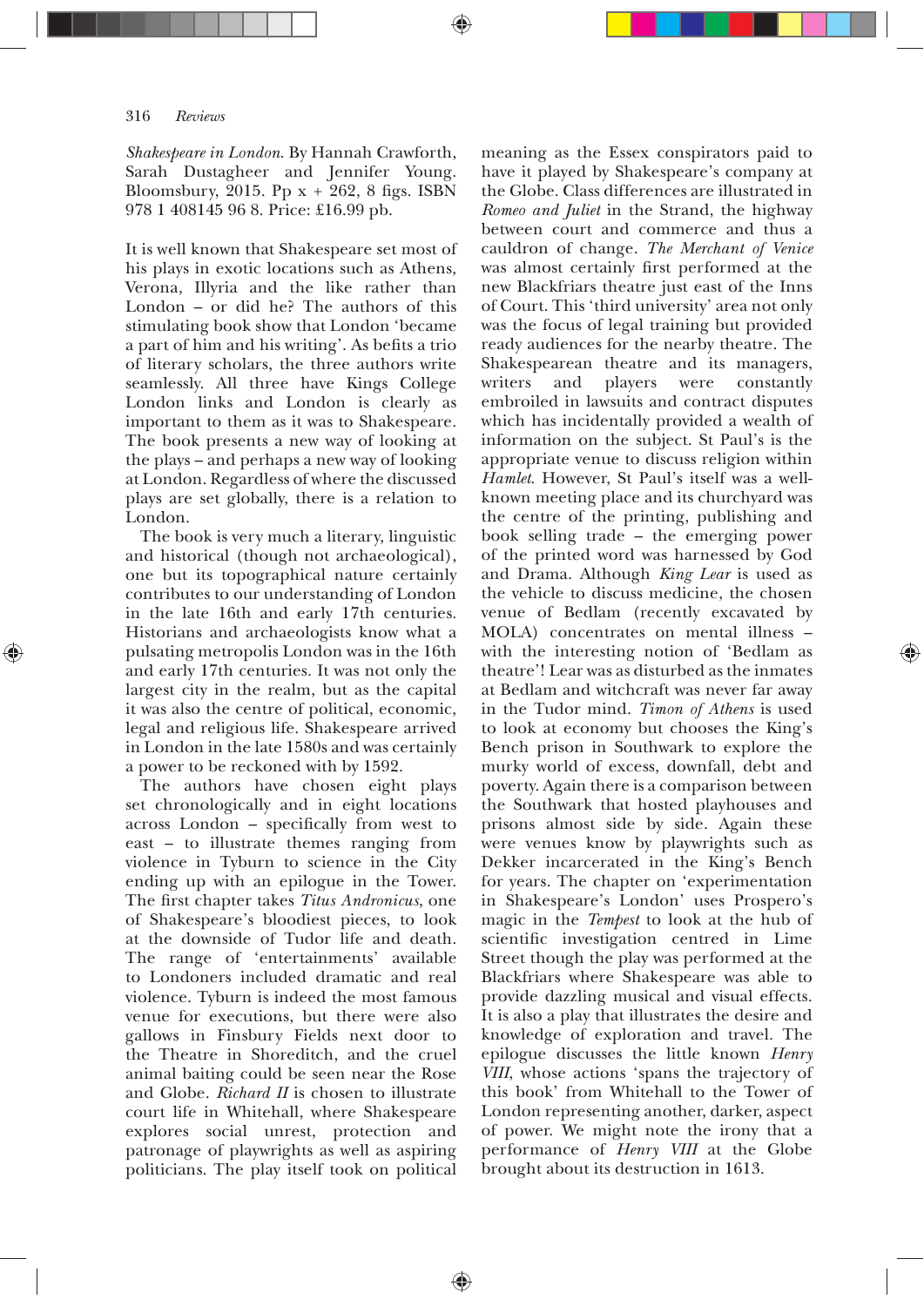*Shakespeare in London*. By Hannah Crawforth, Sarah Dustagheer and Jennifer Young. Bloomsbury, 2015. Pp x + 262, 8 figs. ISBN 978 1 408145 96 8. Price: £16.99 pb.

It is well known that Shakespeare set most of his plays in exotic locations such as Athens, Verona, Illyria and the like rather than London – or did he? The authors of this stimulating book show that London 'became a part of him and his writing'. As befits a trio of literary scholars, the three authors write seamlessly. All three have Kings College London links and London is clearly as important to them as it was to Shakespeare. The book presents a new way of looking at the plays – and perhaps a new way of looking at London. Regardless of where the discussed plays are set globally, there is a relation to London.

The book is very much a literary, linguistic and historical (though not archaeological), one but its topographical nature certainly contributes to our understanding of London in the late 16th and early 17th centuries. Historians and archaeologists know what a pulsating metropolis London was in the 16th and early 17th centuries. It was not only the largest city in the realm, but as the capital it was also the centre of political, economic, legal and religious life. Shakespeare arrived in London in the late 1580s and was certainly a power to be reckoned with by 1592.

The authors have chosen eight plays set chronologically and in eight locations across London – specifically from west to east – to illustrate themes ranging from violence in Tyburn to science in the City ending up with an epilogue in the Tower. The first chapter takes *Titus Andronicus*, one of Shakespeare's bloodiest pieces, to look at the downside of Tudor life and death. The range of 'entertainments' available to Londoners included dramatic and real violence. Tyburn is indeed the most famous venue for executions, but there were also gallows in Finsbury Fields next door to the Theatre in Shoreditch, and the cruel animal baiting could be seen near the Rose and Globe. *Richard II* is chosen to illustrate court life in Whitehall, where Shakespeare explores social unrest, protection and patronage of playwrights as well as aspiring politicians. The play itself took on political meaning as the Essex conspirators paid to have it played by Shakespeare's company at the Globe. Class differences are illustrated in *Romeo and Juliet* in the Strand, the highway between court and commerce and thus a cauldron of change. *The Merchant of Venice* was almost certainly first performed at the new Blackfriars theatre just east of the Inns of Court. This 'third university' area not only was the focus of legal training but provided ready audiences for the nearby theatre. The Shakespearean theatre and its managers, writers and players were constantly embroiled in lawsuits and contract disputes which has incidentally provided a wealth of information on the subject. St Paul's is the appropriate venue to discuss religion within *Hamlet*. However, St Paul's itself was a well-known meeting place and its churchyard was the centre of the printing, publishing and book selling trade – the emerging power of the printed word was harnessed by God and Drama. Although *King Lear* is used as the vehicle to discuss medicine, the chosen venue of Bedlam (recently excavated by MOLA) concentrates on mental illness – with the interesting notion of 'Bedlam as theatre'! Lear was as disturbed as the inmates at Bedlam and witchcraft was never far away in the Tudor mind. *Timon of Athens* is used to look at economy but chooses the King's Bench prison in Southwark to explore the murky world of excess, downfall, debt and poverty. Again there is a comparison between the Southwark that hosted playhouses and prisons almost side by side. Again these were venues know by playwrights such as Dekker incarcerated in the King's Bench for years. The chapter on 'experimentation in Shakespeare's London' uses Prospero's magic in the *Tempest* to look at the hub of scientific investigation centred in Lime Street though the play was performed at the Blackfriars where Shakespeare was able to provide dazzling musical and visual effects. It is also a play that illustrates the desire and knowledge of exploration and travel. The epilogue discusses the little known *Henry VIII*, whose actions 'spans the trajectory of this book' from Whitehall to the Tower of London representing another, darker, aspect of power. We might note the irony that a performance of *Henry VIII* at the Globe brought about its destruction in 1613.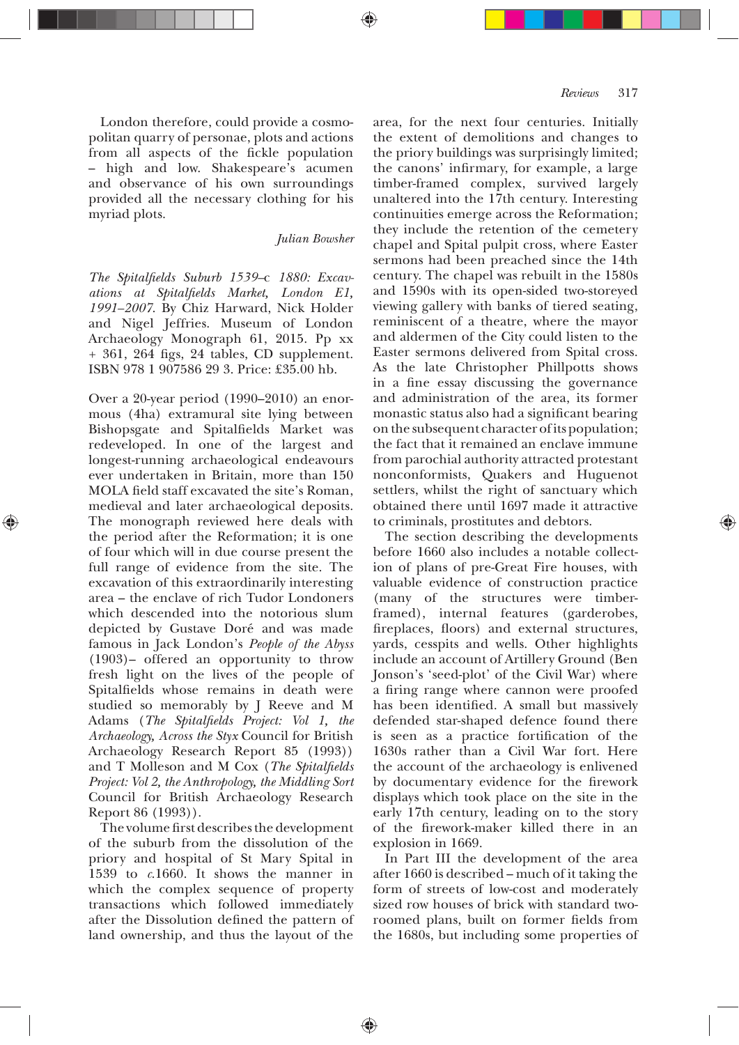London therefore, could provide a cosmopolitan quarry of personae, plots and actions from all aspects of the fickle population – high and low. Shakespeare's acumen and observance of his own surroundings provided all the necessary clothing for his myriad plots.

*Julian Bowsher*

*The Spitalfields Suburb 1539–c 1880: Excavations at Spitalfields Market, London E1, 1991–2007.* By Chiz Harward, Nick Holder and Nigel Jeffries. Museum of London Archaeology Monograph 61, 2015. Pp xx + 361, 264 figs, 24 tables, CD supplement. ISBN 978 1 907586 29 3. Price: £35.00 hb.

Over a 20-year period (1990–2010) an enormous (4ha) extramural site lying between Bishopsgate and Spitalfields Market was redeveloped. In one of the largest and longest-running archaeological endeavours ever undertaken in Britain, more than 150 MOLA field staff excavated the site's Roman, medieval and later archaeological deposits. The monograph reviewed here deals with the period after the Reformation; it is one of four which will in due course present the full range of evidence from the site. The excavation of this extraordinarily interesting area – the enclave of rich Tudor Londoners which descended into the notorious slum depicted by Gustave Doré and was made famous in Jack London's *People of the Abyss* (1903)– offered an opportunity to throw fresh light on the lives of the people of Spitalfields whose remains in death were studied so memorably by J Reeve and M Adams (*The Spitalfields Project: Vol 1, the Archaeology, Across the Styx* Council for British Archaeology Research Report 85 (1993)) and T Molleson and M Cox (*The Spitalfields Project: Vol 2, the Anthropology, the Middling Sort* Council for British Archaeology Research Report 86 (1993)).

The volume first describes the development of the suburb from the dissolution of the priory and hospital of St Mary Spital in 1539 to *c*.1660. It shows the manner in which the complex sequence of property transactions which followed immediately after the Dissolution defined the pattern of land ownership, and thus the layout of the area, for the next four centuries. Initially the extent of demolitions and changes to the priory buildings was surprisingly limited; the canons' infirmary, for example, a large timber-framed complex, survived largely unaltered into the 17th century. Interesting continuities emerge across the Reformation; they include the retention of the cemetery chapel and Spital pulpit cross, where Easter sermons had been preached since the 14th century. The chapel was rebuilt in the 1580s and 1590s with its open-sided two-storeyed viewing gallery with banks of tiered seating, reminiscent of a theatre, where the mayor and aldermen of the City could listen to the Easter sermons delivered from Spital cross. As the late Christopher Phillpotts shows in a fine essay discussing the governance and administration of the area, its former monastic status also had a significant bearing on the subsequent character of its population; the fact that it remained an enclave immune from parochial authority attracted protestant nonconformists, Quakers and Huguenot settlers, whilst the right of sanctuary which obtained there until 1697 made it attractive to criminals, prostitutes and debtors.

The section describing the developments before 1660 also includes a notable collection of plans of pre-Great Fire houses, with valuable evidence of construction practice (many of the structures were timber-framed), internal features (garderobes, fireplaces, floors) and external structures, yards, cesspits and wells. Other highlights include an account of Artillery Ground (Ben Jonson's 'seed-plot' of the Civil War) where a firing range where cannon were proofed has been identified. A small but massively defended star-shaped defence found there is seen as a practice fortification of the 1630s rather than a Civil War fort. Here the account of the archaeology is enlivened by documentary evidence for the firework displays which took place on the site in the early 17th century, leading on to the story of the firework-maker killed there in an explosion in 1669.

In Part III the development of the area after 1660 is described – much of it taking the form of streets of low-cost and moderately sized row houses of brick with standard two-roomed plans, built on former fields from the 1680s, but including some properties of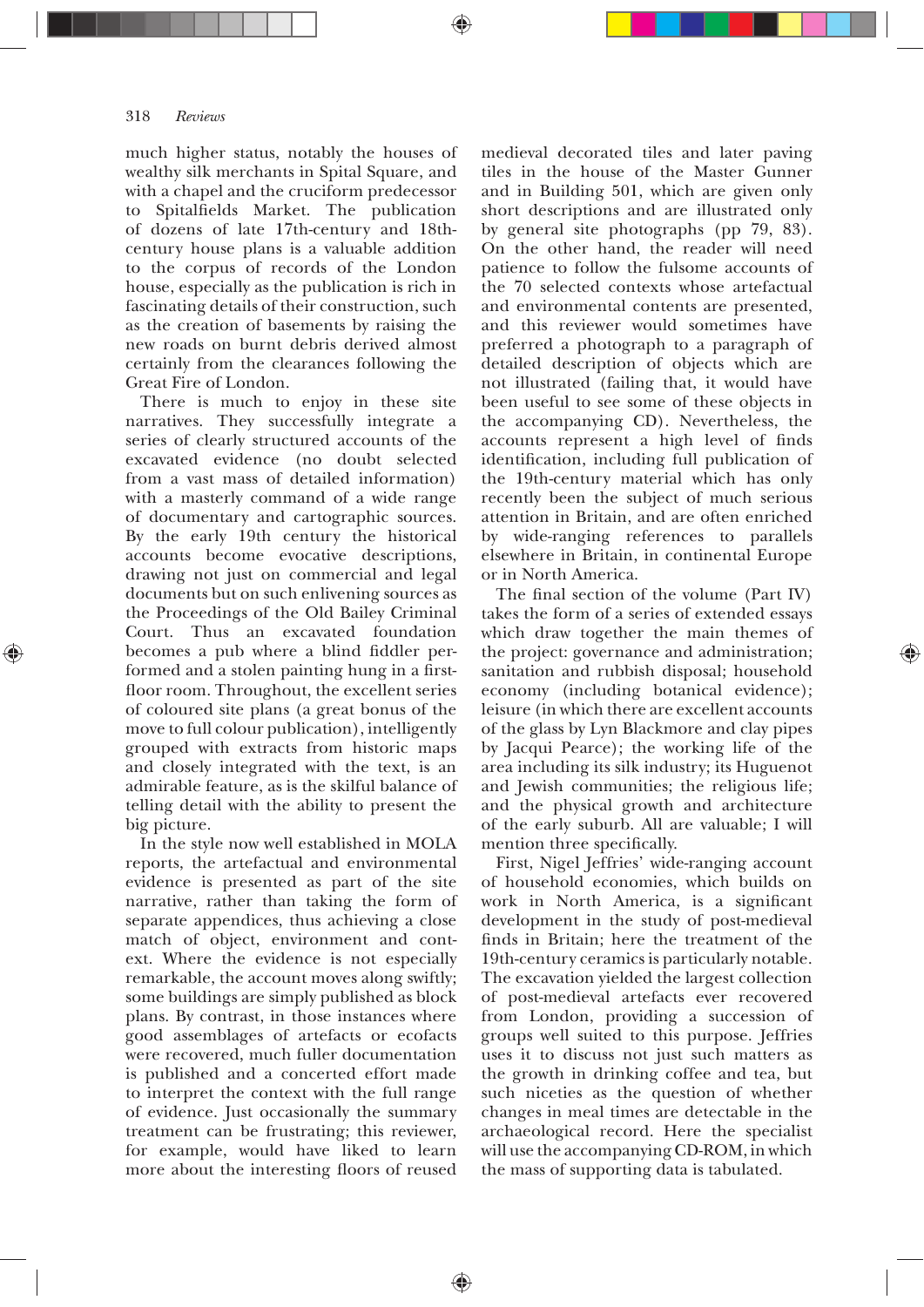much higher status, notably the houses of wealthy silk merchants in Spital Square, and with a chapel and the cruciform predecessor to Spitalfields Market. The publication of dozens of late 17th-century and 18th-century house plans is a valuable addition to the corpus of records of the London house, especially as the publication is rich in fascinating details of their construction, such as the creation of basements by raising the new roads on burnt debris derived almost certainly from the clearances following the Great Fire of London.

There is much to enjoy in these site narratives. They successfully integrate a series of clearly structured accounts of the excavated evidence (no doubt selected from a vast mass of detailed information) with a masterly command of a wide range of documentary and cartographic sources. By the early 19th century the historical accounts become evocative descriptions, drawing not just on commercial and legal documents but on such enlivening sources as the Proceedings of the Old Bailey Criminal Court. Thus an excavated foundation becomes a pub where a blind fiddler performed and a stolen painting hung in a first-floor room. Throughout, the excellent series of coloured site plans (a great bonus of the move to full colour publication), intelligently grouped with extracts from historic maps and closely integrated with the text, is an admirable feature, as is the skilful balance of telling detail with the ability to present the big picture.

In the style now well established in MOLA reports, the artefactual and environmental evidence is presented as part of the site narrative, rather than taking the form of separate appendices, thus achieving a close match of object, environment and context. Where the evidence is not especially remarkable, the account moves along swiftly; some buildings are simply published as block plans. By contrast, in those instances where good assemblages of artefacts or ecofacts were recovered, much fuller documentation is published and a concerted effort made to interpret the context with the full range of evidence. Just occasionally the summary treatment can be frustrating; this reviewer, for example, would have liked to learn more about the interesting floors of reused medieval decorated tiles and later paving tiles in the house of the Master Gunner and in Building 501, which are given only short descriptions and are illustrated only by general site photographs (pp 79, 83). On the other hand, the reader will need patience to follow the fulsome accounts of the 70 selected contexts whose artefactual and environmental contents are presented, and this reviewer would sometimes have preferred a photograph to a paragraph of detailed description of objects which are not illustrated (failing that, it would have been useful to see some of these objects in the accompanying CD). Nevertheless, the accounts represent a high level of finds identification, including full publication of the 19th-century material which has only recently been the subject of much serious attention in Britain, and are often enriched by wide-ranging references to parallels elsewhere in Britain, in continental Europe or in North America.

The final section of the volume (Part IV) takes the form of a series of extended essays which draw together the main themes of the project: governance and administration; sanitation and rubbish disposal; household economy (including botanical evidence); leisure (in which there are excellent accounts of the glass by Lyn Blackmore and clay pipes by Jacqui Pearce); the working life of the area including its silk industry; its Huguenot and Jewish communities; the religious life; and the physical growth and architecture of the early suburb. All are valuable; I will mention three specifically.

First, Nigel Jeffries' wide-ranging account of household economies, which builds on work in North America, is a significant development in the study of post-medieval finds in Britain; here the treatment of the 19th-century ceramics is particularly notable. The excavation yielded the largest collection of post-medieval artefacts ever recovered from London, providing a succession of groups well suited to this purpose. Jeffries uses it to discuss not just such matters as the growth in drinking coffee and tea, but such niceties as the question of whether changes in meal times are detectable in the archaeological record. Here the specialist will use the accompanying CD-ROM, in which the mass of supporting data is tabulated.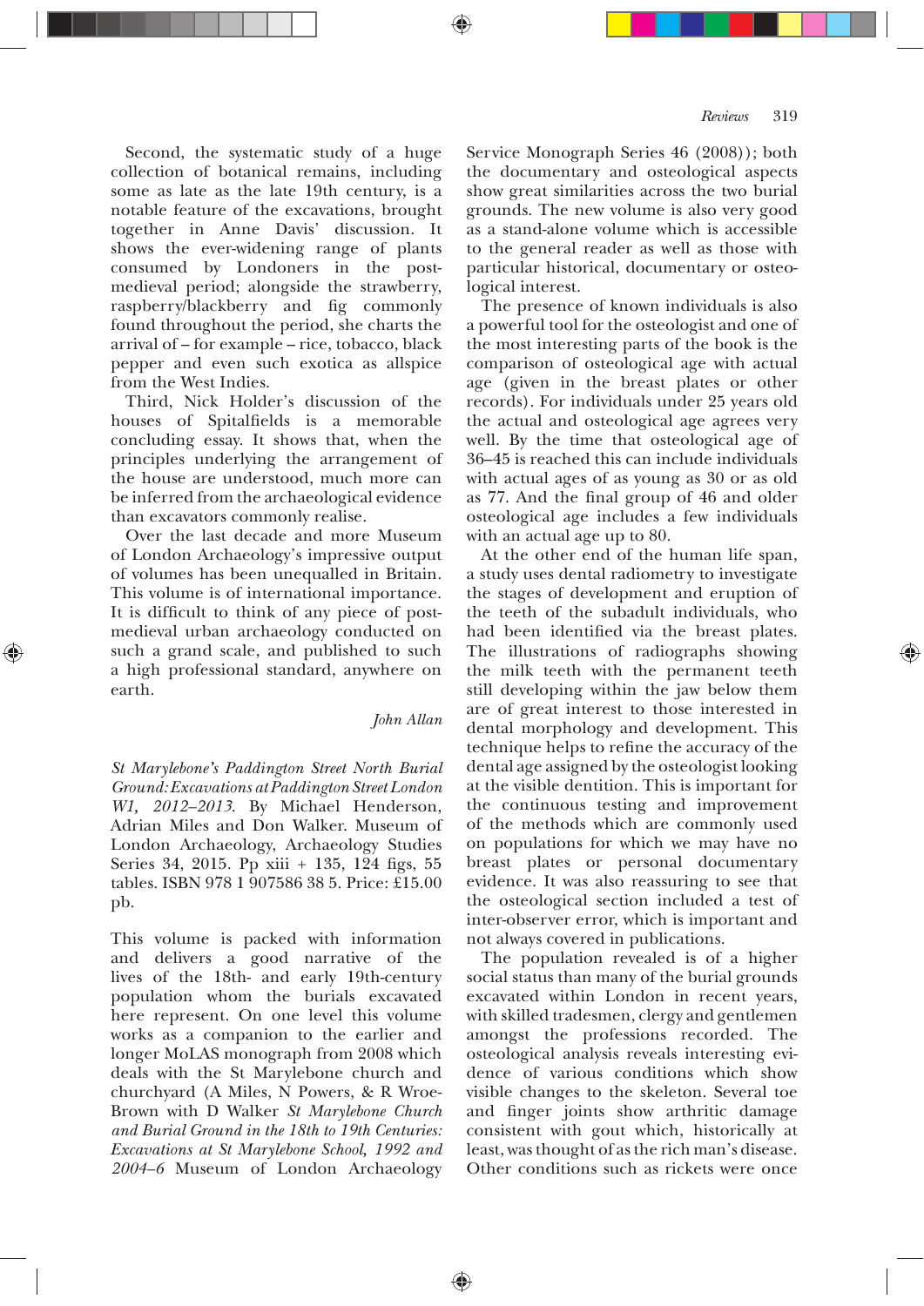Second, the systematic study of a huge collection of botanical remains, including some as late as the late 19th century, is a notable feature of the excavations, brought together in Anne Davis' discussion. It shows the ever-widening range of plants consumed by Londoners in the post-medieval period; alongside the strawberry, raspberry/blackberry and fig commonly found throughout the period, she charts the arrival of – for example – rice, tobacco, black pepper and even such exotica as allspice from the West Indies.

Third, Nick Holder's discussion of the houses of Spitalfields is a memorable concluding essay. It shows that, when the principles underlying the arrangement of the house are understood, much more can be inferred from the archaeological evidence than excavators commonly realise.

Over the last decade and more Museum of London Archaeology's impressive output of volumes has been unequalled in Britain. This volume is of international importance. It is difficult to think of any piece of post-medieval urban archaeology conducted on such a grand scale, and published to such a high professional standard, anywhere on earth.

*John Allan*

*St Marylebone's Paddington Street North Burial Ground: Excavations at Paddington Street London W1, 2012–2013.* By Michael Henderson, Adrian Miles and Don Walker. Museum of London Archaeology, Archaeology Studies Series 34, 2015. Pp xiii + 135, 124 figs, 55 tables. ISBN 978 1 907586 38 5. Price: £15.00 pb.

This volume is packed with information and delivers a good narrative of the lives of the 18th- and early 19th-century population whom the burials excavated here represent. On one level this volume works as a companion to the earlier and longer MoLAS monograph from 2008 which deals with the St Marylebone church and churchyard (A Miles, N Powers, & R Wroe-Brown with D Walker *St Marylebone Church and Burial Ground in the 18th to 19th Centuries: Excavations at St Marylebone School, 1992 and 2004–6* Museum of London Archaeology Service Monograph Series 46 (2008)); both the documentary and osteological aspects show great similarities across the two burial grounds. The new volume is also very good as a stand-alone volume which is accessible to the general reader as well as those with particular historical, documentary or osteological interest.

The presence of known individuals is also a powerful tool for the osteologist and one of the most interesting parts of the book is the comparison of osteological age with actual age (given in the breast plates or other records). For individuals under 25 years old the actual and osteological age agrees very well. By the time that osteological age of 36–45 is reached this can include individuals with actual ages of as young as 30 or as old as 77. And the final group of 46 and older osteological age includes a few individuals with an actual age up to 80.

At the other end of the human life span, a study uses dental radiometry to investigate the stages of development and eruption of the teeth of the subadult individuals, who had been identified via the breast plates. The illustrations of radiographs showing the milk teeth with the permanent teeth still developing within the jaw below them are of great interest to those interested in dental morphology and development. This technique helps to refine the accuracy of the dental age assigned by the osteologist looking at the visible dentition. This is important for the continuous testing and improvement of the methods which are commonly used on populations for which we may have no breast plates or personal documentary evidence. It was also reassuring to see that the osteological section included a test of inter-observer error, which is important and not always covered in publications.

The population revealed is of a higher social status than many of the burial grounds excavated within London in recent years, with skilled tradesmen, clergy and gentlemen amongst the professions recorded. The osteological analysis reveals interesting evidence of various conditions which show visible changes to the skeleton. Several toe and finger joints show arthritic damage consistent with gout which, historically at least, was thought of as the rich man's disease. Other conditions such as rickets were once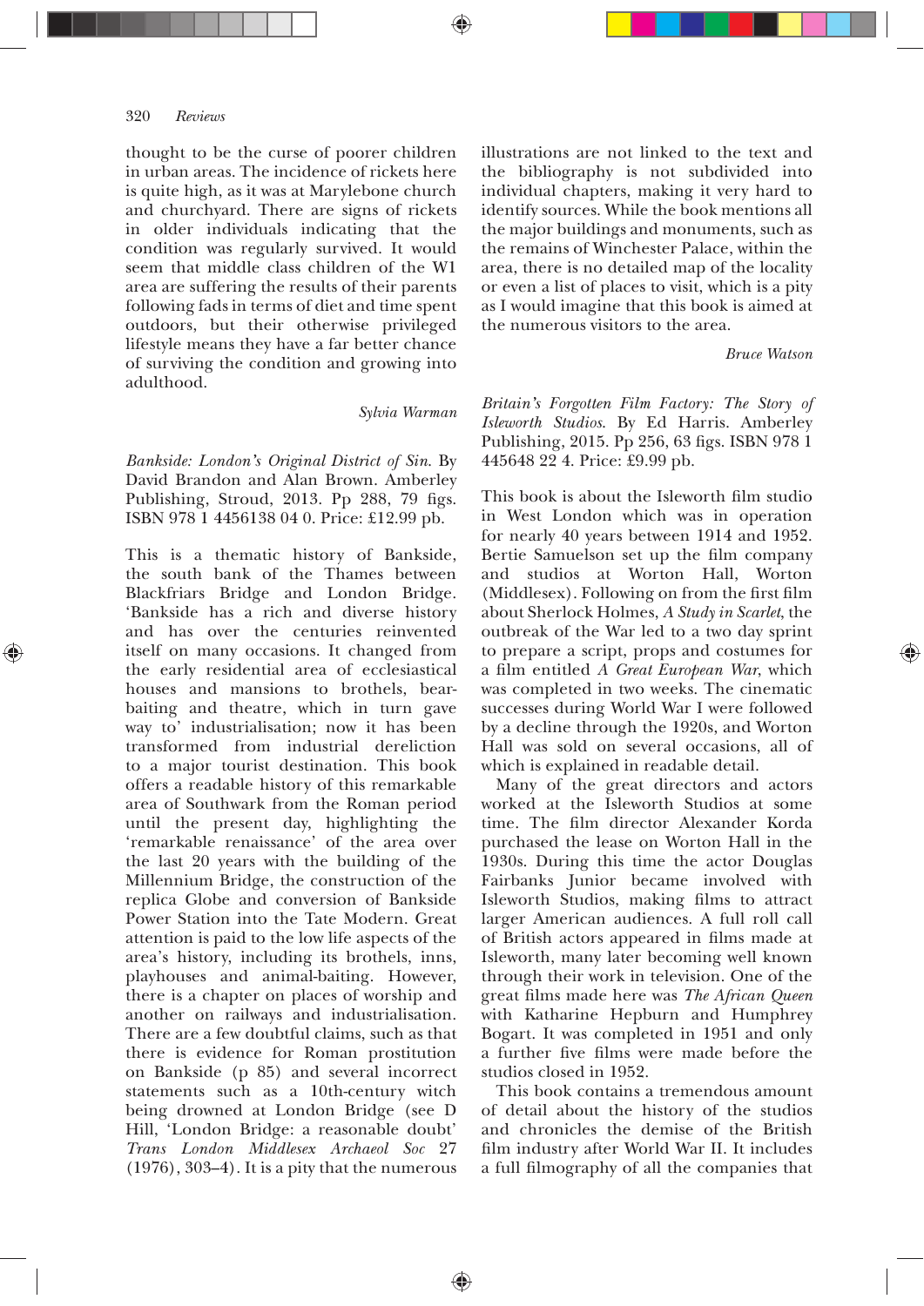thought to be the curse of poorer children in urban areas. The incidence of rickets here is quite high, as it was at Marylebone church and churchyard. There are signs of rickets in older individuals indicating that the condition was regularly survived. It would seem that middle class children of the W1 area are suffering the results of their parents following fads in terms of diet and time spent outdoors, but their otherwise privileged lifestyle means they have a far better chance of surviving the condition and growing into adulthood.

*Sylvia Warman*

*Bankside: London's Original District of Sin*. By David Brandon and Alan Brown. Amberley Publishing, Stroud, 2013. Pp 288, 79 figs. ISBN 978 1 4456138 04 0. Price: £12.99 pb.

This is a thematic history of Bankside, the south bank of the Thames between Blackfriars Bridge and London Bridge. 'Bankside has a rich and diverse history and has over the centuries reinvented itself on many occasions. It changed from the early residential area of ecclesiastical houses and mansions to brothels, bear-baiting and theatre, which in turn gave way to' industrialisation; now it has been transformed from industrial dereliction to a major tourist destination. This book offers a readable history of this remarkable area of Southwark from the Roman period until the present day, highlighting the 'remarkable renaissance' of the area over the last 20 years with the building of the Millennium Bridge, the construction of the replica Globe and conversion of Bankside Power Station into the Tate Modern. Great attention is paid to the low life aspects of the area's history, including its brothels, inns, playhouses and animal-baiting. However, there is a chapter on places of worship and another on railways and industrialisation. There are a few doubtful claims, such as that there is evidence for Roman prostitution on Bankside (p 85) and several incorrect statements such as a 10th-century witch being drowned at London Bridge (see D Hill, 'London Bridge: a reasonable doubt' *Trans London Middlesex Archaeol Soc* 27 (1976), 303–4). It is a pity that the numerous illustrations are not linked to the text and the bibliography is not subdivided into individual chapters, making it very hard to identify sources. While the book mentions all the major buildings and monuments, such as the remains of Winchester Palace, within the area, there is no detailed map of the locality or even a list of places to visit, which is a pity as I would imagine that this book is aimed at the numerous visitors to the area.

*Bruce Watson*

*Britain's Forgotten Film Factory: The Story of Isleworth Studios*. By Ed Harris. Amberley Publishing, 2015. Pp 256, 63 figs. ISBN 978 1 445648 22 4. Price: £9.99 pb.

This book is about the Isleworth film studio in West London which was in operation for nearly 40 years between 1914 and 1952. Bertie Samuelson set up the film company and studios at Worton Hall, Worton (Middlesex). Following on from the first film about Sherlock Holmes, *A Study in Scarlet*, the outbreak of the War led to a two day sprint to prepare a script, props and costumes for a film entitled *A Great European War*, which was completed in two weeks. The cinematic successes during World War I were followed by a decline through the 1920s, and Worton Hall was sold on several occasions, all of which is explained in readable detail.

Many of the great directors and actors worked at the Isleworth Studios at some time. The film director Alexander Korda purchased the lease on Worton Hall in the 1930s. During this time the actor Douglas Fairbanks Junior became involved with Isleworth Studios, making films to attract larger American audiences. A full roll call of British actors appeared in films made at Isleworth, many later becoming well known through their work in television. One of the great films made here was *The African Queen* with Katharine Hepburn and Humphrey Bogart. It was completed in 1951 and only a further five films were made before the studios closed in 1952.

This book contains a tremendous amount of detail about the history of the studios and chronicles the demise of the British film industry after World War II. It includes a full filmography of all the companies that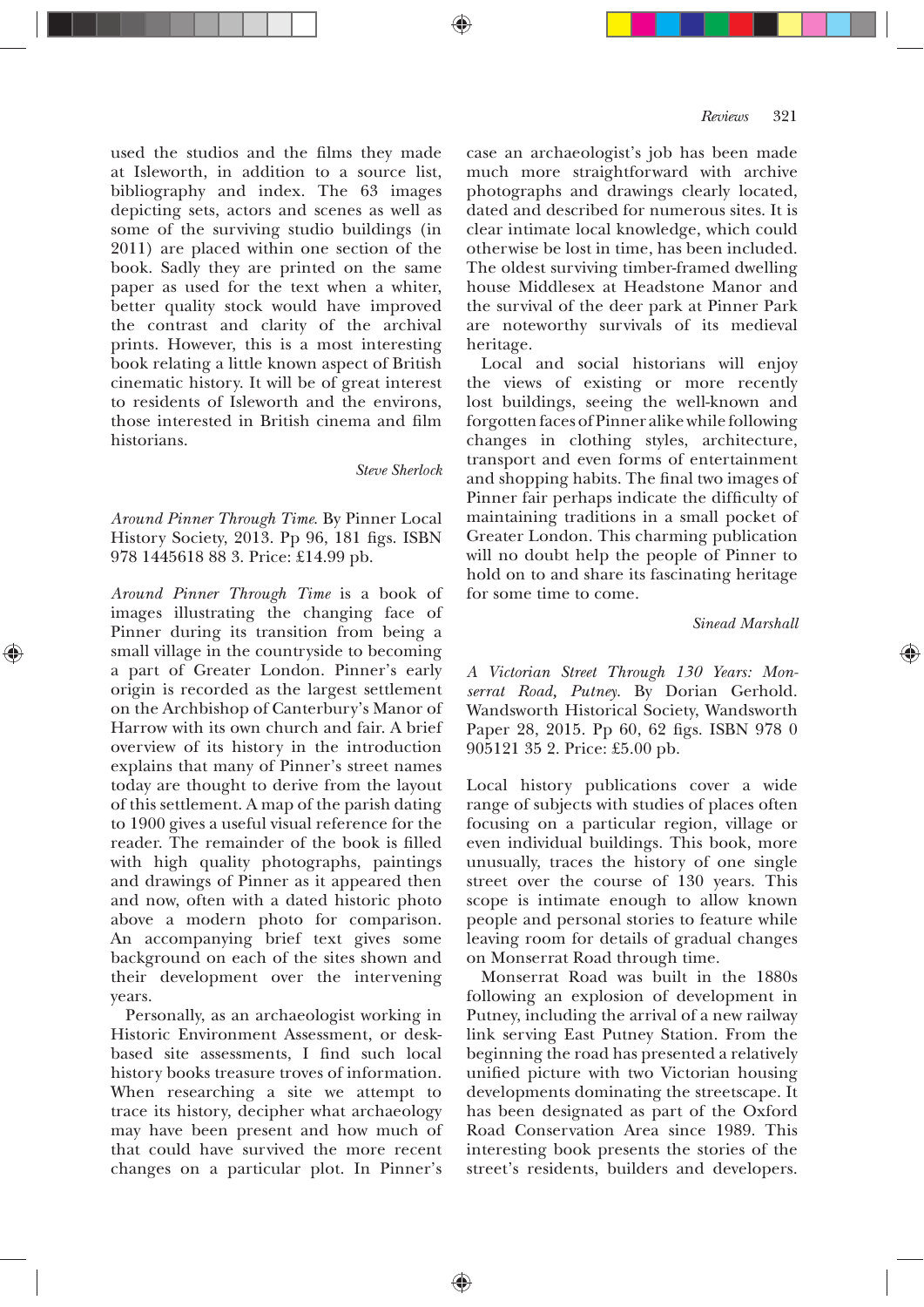used the studios and the films they made at Isleworth, in addition to a source list, bibliography and index. The 63 images depicting sets, actors and scenes as well as some of the surviving studio buildings (in 2011) are placed within one section of the book. Sadly they are printed on the same paper as used for the text when a whiter, better quality stock would have improved the contrast and clarity of the archival prints. However, this is a most interesting book relating a little known aspect of British cinematic history. It will be of great interest to residents of Isleworth and the environs, those interested in British cinema and film historians.

*Steve Sherlock*

*Around Pinner Through Time*. By Pinner Local History Society, 2013. Pp 96, 181 figs. ISBN 978 1445618 88 3. Price: £14.99 pb.

*Around Pinner Through Time* is a book of images illustrating the changing face of Pinner during its transition from being a small village in the countryside to becoming a part of Greater London. Pinner's early origin is recorded as the largest settlement on the Archbishop of Canterbury's Manor of Harrow with its own church and fair. A brief overview of its history in the introduction explains that many of Pinner's street names today are thought to derive from the layout of this settlement. A map of the parish dating to 1900 gives a useful visual reference for the reader. The remainder of the book is filled with high quality photographs, paintings and drawings of Pinner as it appeared then and now, often with a dated historic photo above a modern photo for comparison. An accompanying brief text gives some background on each of the sites shown and their development over the intervening years.

Personally, as an archaeologist working in Historic Environment Assessment, or desk-based site assessments, I find such local history books treasure troves of information. When researching a site we attempt to trace its history, decipher what archaeology may have been present and how much of that could have survived the more recent changes on a particular plot. In Pinner's case an archaeologist's job has been made much more straightforward with archive photographs and drawings clearly located, dated and described for numerous sites. It is clear intimate local knowledge, which could otherwise be lost in time, has been included. The oldest surviving timber-framed dwelling house Middlesex at Headstone Manor and the survival of the deer park at Pinner Park are noteworthy survivals of its medieval heritage.

Local and social historians will enjoy the views of existing or more recently lost buildings, seeing the well-known and forgotten faces of Pinner alike while following changes in clothing styles, architecture, transport and even forms of entertainment and shopping habits. The final two images of Pinner fair perhaps indicate the difficulty of maintaining traditions in a small pocket of Greater London. This charming publication will no doubt help the people of Pinner to hold on to and share its fascinating heritage for some time to come.

*Sinead Marshall*

*A Victorian Street Through 130 Years: Monserrat Road, Putney*. By Dorian Gerhold. Wandsworth Historical Society, Wandsworth Paper 28, 2015. Pp 60, 62 figs. ISBN 978 0 905121 35 2. Price: £5.00 pb.

Local history publications cover a wide range of subjects with studies of places often focusing on a particular region, village or even individual buildings. This book, more unusually, traces the history of one single street over the course of 130 years. This scope is intimate enough to allow known people and personal stories to feature while leaving room for details of gradual changes on Monserrat Road through time.

Monserrat Road was built in the 1880s following an explosion of development in Putney, including the arrival of a new railway link serving East Putney Station. From the beginning the road has presented a relatively unified picture with two Victorian housing developments dominating the streetscape. It has been designated as part of the Oxford Road Conservation Area since 1989. This interesting book presents the stories of the street's residents, builders and developers.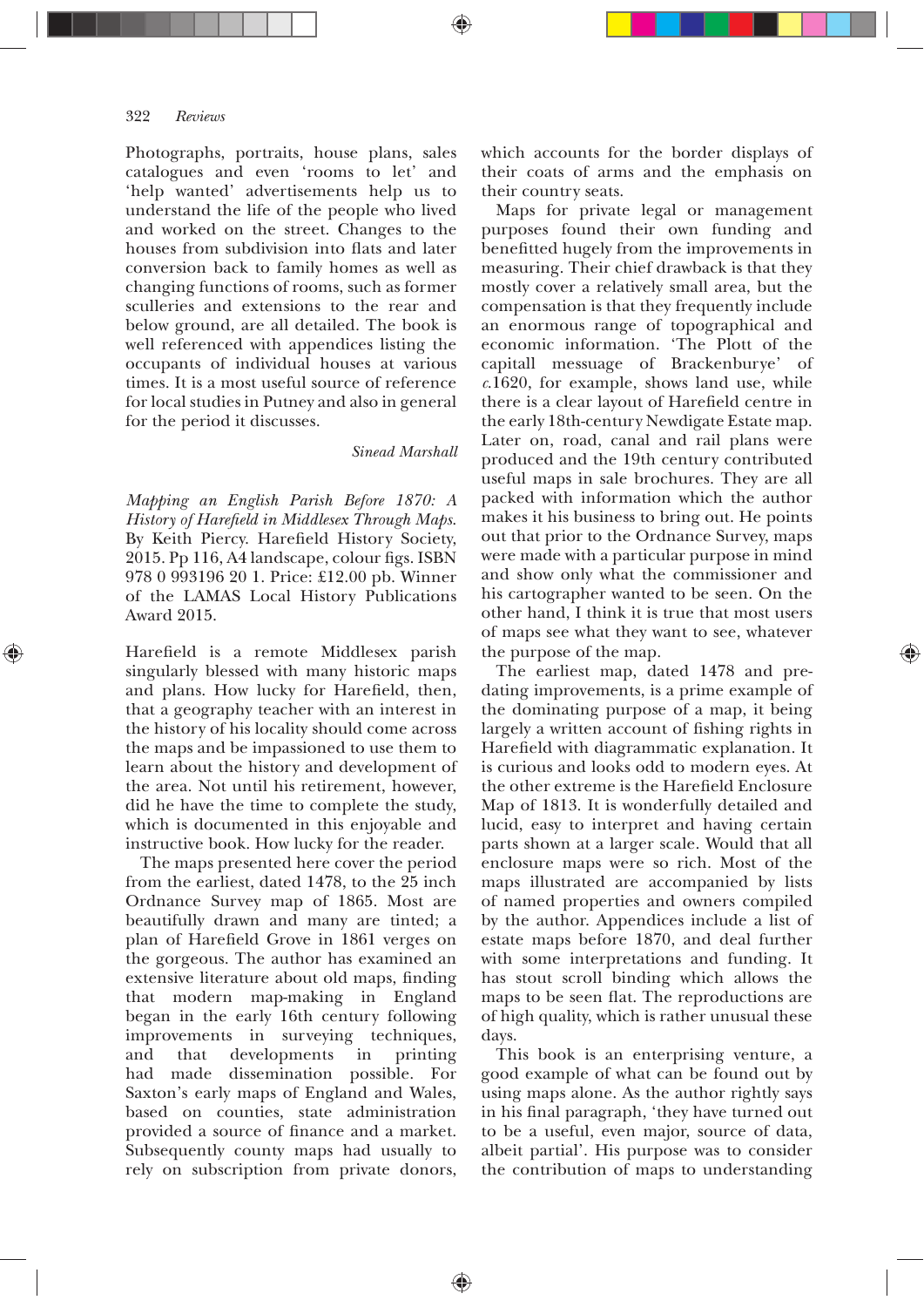Photographs, portraits, house plans, sales catalogues and even 'rooms to let' and 'help wanted' advertisements help us to understand the life of the people who lived and worked on the street. Changes to the houses from subdivision into flats and later conversion back to family homes as well as changing functions of rooms, such as former sculleries and extensions to the rear and below ground, are all detailed. The book is well referenced with appendices listing the occupants of individual houses at various times. It is a most useful source of reference for local studies in Putney and also in general for the period it discusses.

*Sinead Marshall*

*Mapping an English Parish Before 1870: A History of Harefield in Middlesex Through Maps.* By Keith Piercy. Harefield History Society, 2015. Pp 116, A4 landscape, colour figs. ISBN 978 0 993196 20 1. Price: £12.00 pb. Winner of the LAMAS Local History Publications Award 2015.

Harefield is a remote Middlesex parish singularly blessed with many historic maps and plans. How lucky for Harefield, then, that a geography teacher with an interest in the history of his locality should come across the maps and be impassioned to use them to learn about the history and development of the area. Not until his retirement, however, did he have the time to complete the study, which is documented in this enjoyable and instructive book. How lucky for the reader.

The maps presented here cover the period from the earliest, dated 1478, to the 25 inch Ordnance Survey map of 1865. Most are beautifully drawn and many are tinted; a plan of Harefield Grove in 1861 verges on the gorgeous. The author has examined an extensive literature about old maps, finding that modern map-making in England began in the early 16th century following improvements in surveying techniques, and that developments in printing had made dissemination possible. For Saxton's early maps of England and Wales, based on counties, state administration provided a source of finance and a market. Subsequently county maps had usually to rely on subscription from private donors, which accounts for the border displays of their coats of arms and the emphasis on their country seats.

Maps for private legal or management purposes found their own funding and benefitted hugely from the improvements in measuring. Their chief drawback is that they mostly cover a relatively small area, but the compensation is that they frequently include an enormous range of topographical and economic information. 'The Plott of the capitall messuage of Brackenburye' of *c.*1620, for example, shows land use, while there is a clear layout of Harefield centre in the early 18th-century Newdigate Estate map. Later on, road, canal and rail plans were produced and the 19th century contributed useful maps in sale brochures. They are all packed with information which the author makes it his business to bring out. He points out that prior to the Ordnance Survey, maps were made with a particular purpose in mind and show only what the commissioner and his cartographer wanted to be seen. On the other hand, I think it is true that most users of maps see what they want to see, whatever the purpose of the map.

The earliest map, dated 1478 and pre-dating improvements, is a prime example of the dominating purpose of a map, it being largely a written account of fishing rights in Harefield with diagrammatic explanation. It is curious and looks odd to modern eyes. At the other extreme is the Harefield Enclosure Map of 1813. It is wonderfully detailed and lucid, easy to interpret and having certain parts shown at a larger scale. Would that all enclosure maps were so rich. Most of the maps illustrated are accompanied by lists of named properties and owners compiled by the author. Appendices include a list of estate maps before 1870, and deal further with some interpretations and funding. It has stout scroll binding which allows the maps to be seen flat. The reproductions are of high quality, which is rather unusual these days.

This book is an enterprising venture, a good example of what can be found out by using maps alone. As the author rightly says in his final paragraph, 'they have turned out to be a useful, even major, source of data, albeit partial'. His purpose was to consider the contribution of maps to understanding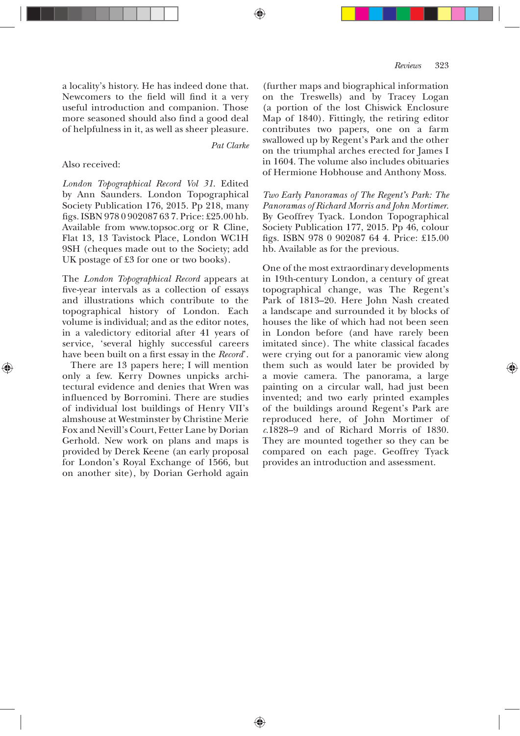a locality's history. He has indeed done that. Newcomers to the field will find it a very useful introduction and companion. Those more seasoned should also find a good deal of helpfulness in it, as well as sheer pleasure.

*Pat Clarke*

Also received:

*London Topographical Record Vol 31.* Edited by Ann Saunders. London Topographical Society Publication 176, 2015. Pp 218, many figs. ISBN 978 0 902087 63 7. Price: £25.00 hb. Available from www.topsoc.org or R Cline, Flat 13, 13 Tavistock Place, London WC1H 9SH (cheques made out to the Society; add UK postage of £3 for one or two books).

The *London Topographical Record* appears at five-year intervals as a collection of essays and illustrations which contribute to the topographical history of London. Each volume is individual; and as the editor notes, in a valedictory editorial after 41 years of service, 'several highly successful careers have been built on a first essay in the *Record*'.

There are 13 papers here; I will mention only a few. Kerry Downes unpicks architectural evidence and denies that Wren was influenced by Borromini. There are studies of individual lost buildings of Henry VII's almshouse at Westminster by Christine Merie Fox and Nevill's Court, Fetter Lane by Dorian Gerhold. New work on plans and maps is provided by Derek Keene (an early proposal for London's Royal Exchange of 1566, but on another site), by Dorian Gerhold again (further maps and biographical information on the Treswells) and by Tracey Logan (a portion of the lost Chiswick Enclosure Map of 1840). Fittingly, the retiring editor contributes two papers, one on a farm swallowed up by Regent's Park and the other on the triumphal arches erected for James I in 1604. The volume also includes obituaries of Hermione Hobhouse and Anthony Moss.

*Two Early Panoramas of The Regent's Park: The Panoramas of Richard Morris and John Mortimer.* By Geoffrey Tyack. London Topographical Society Publication 177, 2015. Pp 46, colour figs. ISBN 978 0 902087 64 4. Price: £15.00 hb. Available as for the previous.

One of the most extraordinary developments in 19th-century London, a century of great topographical change, was The Regent's Park of 1813–20. Here John Nash created a landscape and surrounded it by blocks of houses the like of which had not been seen in London before (and have rarely been imitated since). The white classical facades were crying out for a panoramic view along them such as would later be provided by a movie camera. The panorama, a large painting on a circular wall, had just been invented; and two early printed examples of the buildings around Regent's Park are reproduced here, of John Mortimer of *c*.1828–9 and of Richard Morris of 1830. They are mounted together so they can be compared on each page. Geoffrey Tyack provides an introduction and assessment.